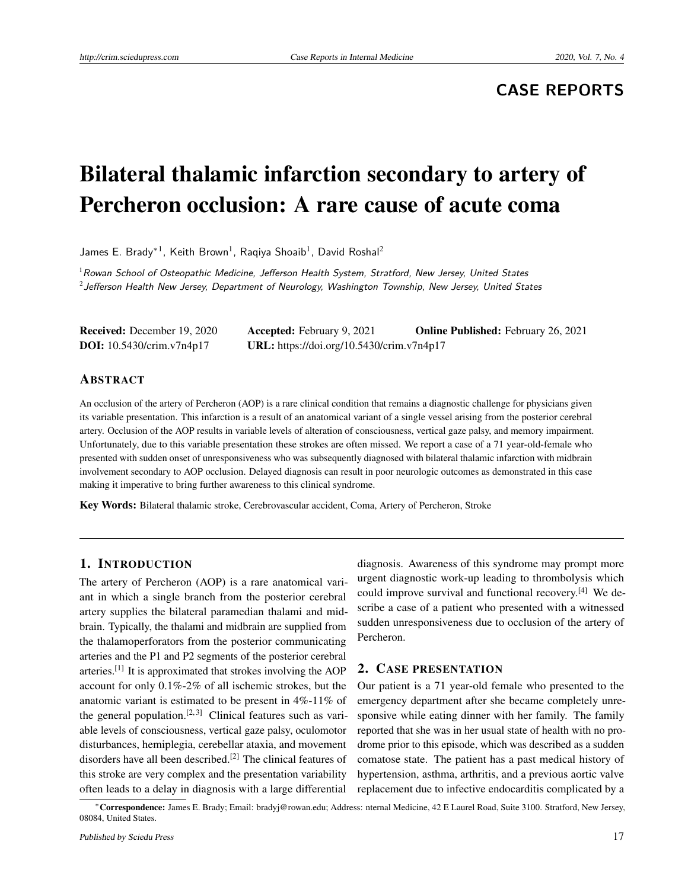CASE REPORTS

# Bilateral thalamic infarction secondary to artery of Percheron occlusion: A rare cause of acute coma

James E. Brady*[1], Keith Brown[1], Raqiya Shoaib[1], David Roshal[2]

[1] *Rowan School of Osteopathic Medicine, Jefferson Health System, Stratford, New Jersey, United States*
[2] *Jefferson Health New Jersey, Department of Neurology, Washington Township, New Jersey, United States*

**Received:** December 19, 2020 **Accepted:** February 9, 2021 **Online Published:** February 26, 2021
**DOI:** 10.5430/crim.v7n4p17 **URL:** https://doi.org/10.5430/crim.v7n4p17

## Abstract

An occlusion of the artery of Percheron (AOP) is a rare clinical condition that remains a diagnostic challenge for physicians given its variable presentation. This infarction is a result of an anatomical variant of a single vessel arising from the posterior cerebral artery. Occlusion of the AOP results in variable levels of alteration of consciousness, vertical gaze palsy, and memory impairment. Unfortunately, due to this variable presentation these strokes are often missed. We report a case of a 71 year-old-female who presented with sudden onset of unresponsiveness who was subsequently diagnosed with bilateral thalamic infarction with midbrain involvement secondary to AOP occlusion. Delayed diagnosis can result in poor neurologic outcomes as demonstrated in this case making it imperative to bring further awareness to this clinical syndrome.

**Key Words:** Bilateral thalamic stroke, Cerebrovascular accident, Coma, Artery of Percheron, Stroke

## 1. Introduction

The artery of Percheron (AOP) is a rare anatomical variant in which a single branch from the posterior cerebral artery supplies the bilateral paramedian thalami and midbrain. Typically, the thalami and midbrain are supplied from the thalamoperforators from the posterior communicating arteries and the P1 and P2 segments of the posterior cerebral arteries.[1] It is approximated that strokes involving the AOP account for only 0.1%-2% of all ischemic strokes, but the anatomic variant is estimated to be present in 4%-11% of the general population.[2, 3] Clinical features such as variable levels of consciousness, vertical gaze palsy, oculomotor disturbances, hemiplegia, cerebellar ataxia, and movement disorders have all been described.[2] The clinical features of this stroke are very complex and the presentation variability often leads to a delay in diagnosis with a large differential diagnosis. Awareness of this syndrome may prompt more urgent diagnostic work-up leading to thrombolysis which could improve survival and functional recovery.[4] We describe a case of a patient who presented with a witnessed sudden unresponsiveness due to occlusion of the artery of Percheron.

## 2. Case presentation

Our patient is a 71 year-old female who presented to the emergency department after she became completely unresponsive while eating dinner with her family. The family reported that she was in her usual state of health with no prodrome prior to this episode, which was described as a sudden comatose state. The patient has a past medical history of hypertension, asthma, arthritis, and a previous aortic valve replacement due to infective endocarditis complicated by a

*Correspondence: James E. Brady; Email: bradyj@rowan.edu; Address: nternal Medicine, 42 E Laurel Road, Suite 3100. Stratford, New Jersey, 08084, United States.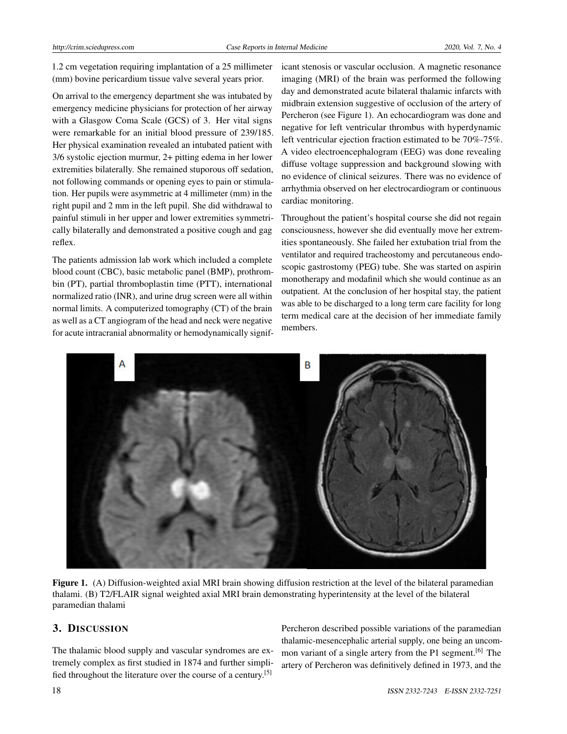1.2 cm vegetation requiring implantation of a 25 millimeter (mm) bovine pericardium tissue valve several years prior.

On arrival to the emergency department she was intubated by emergency medicine physicians for protection of her airway with a Glasgow Coma Scale (GCS) of 3. Her vital signs were remarkable for an initial blood pressure of 239/185. Her physical examination revealed an intubated patient with 3/6 systolic ejection murmur, 2+ pitting edema in her lower extremities bilaterally. She remained stuporous off sedation, not following commands or opening eyes to pain or stimulation. Her pupils were asymmetric at 4 millimeter (mm) in the right pupil and 2 mm in the left pupil. She did withdrawal to painful stimuli in her upper and lower extremities symmetrically bilaterally and demonstrated a positive cough and gag reflex.

The patients admission lab work which included a complete blood count (CBC), basic metabolic panel (BMP), prothrombin (PT), partial thromboplastin time (PTT), international normalized ratio (INR), and urine drug screen were all within normal limits. A computerized tomography (CT) of the brain as well as a CT angiogram of the head and neck were negative for acute intracranial abnormality or hemodynamically significant stenosis or vascular occlusion. A magnetic resonance imaging (MRI) of the brain was performed the following day and demonstrated acute bilateral thalamic infarcts with midbrain extension suggestive of occlusion of the artery of Percheron (see Figure 1). An echocardiogram was done and negative for left ventricular thrombus with hyperdynamic left ventricular ejection fraction estimated to be 70%-75%. A video electroencephalogram (EEG) was done revealing diffuse voltage suppression and background slowing with no evidence of clinical seizures. There was no evidence of arrhythmia observed on her electrocardiogram or continuous cardiac monitoring.

Throughout the patient's hospital course she did not regain consciousness, however she did eventually move her extremities spontaneously. She failed her extubation trial from the ventilator and required tracheostomy and percutaneous endoscopic gastrostomy (PEG) tube. She was started on aspirin monotherapy and modafinil which she would continue as an outpatient. At the conclusion of her hospital stay, the patient was able to be discharged to a long term care facility for long term medical care at the decision of her immediate family members.

**Figure 1.** (A) Diffusion-weighted axial MRI brain showing diffusion restriction at the level of the bilateral paramedian thalami. (B) T2/FLAIR signal weighted axial MRI brain demonstrating hyperintensity at the level of the bilateral paramedian thalami

## 3. Discussion

The thalamic blood supply and vascular syndromes are extremely complex as first studied in 1874 and further simplified throughout the literature over the course of a century.[5] Percheron described possible variations of the paramedian thalamic-mesencephalic arterial supply, one being an uncommon variant of a single artery from the P1 segment.[6] The artery of Percheron was definitively defined in 1973, and the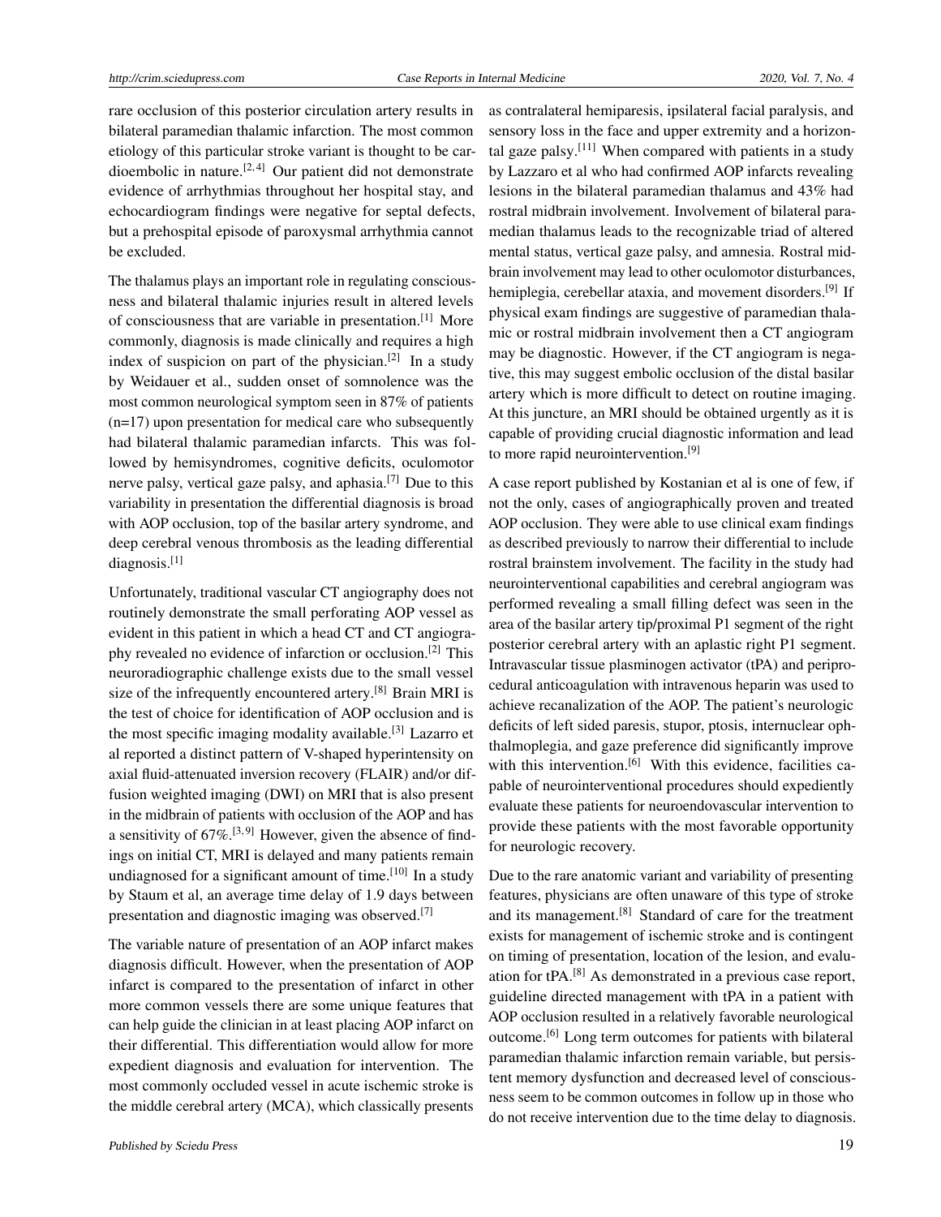rare occlusion of this posterior circulation artery results in bilateral paramedian thalamic infarction. The most common etiology of this particular stroke variant is thought to be cardioembolic in nature.[2, 4] Our patient did not demonstrate evidence of arrhythmias throughout her hospital stay, and echocardiogram findings were negative for septal defects, but a prehospital episode of paroxysmal arrhythmia cannot be excluded.

The thalamus plays an important role in regulating consciousness and bilateral thalamic injuries result in altered levels of consciousness that are variable in presentation.[1] More commonly, diagnosis is made clinically and requires a high index of suspicion on part of the physician.[2] In a study by Weidauer et al., sudden onset of somnolence was the most common neurological symptom seen in 87% of patients (n=17) upon presentation for medical care who subsequently had bilateral thalamic paramedian infarcts. This was followed by hemisyndromes, cognitive deficits, oculomotor nerve palsy, vertical gaze palsy, and aphasia.[7] Due to this variability in presentation the differential diagnosis is broad with AOP occlusion, top of the basilar artery syndrome, and deep cerebral venous thrombosis as the leading differential diagnosis.[1]

Unfortunately, traditional vascular CT angiography does not routinely demonstrate the small perforating AOP vessel as evident in this patient in which a head CT and CT angiography revealed no evidence of infarction or occlusion.[2] This neuroradiographic challenge exists due to the small vessel size of the infrequently encountered artery.[8] Brain MRI is the test of choice for identification of AOP occlusion and is the most specific imaging modality available.[3] Lazzarro et al reported a distinct pattern of V-shaped hyperintensity on axial fluid-attenuated inversion recovery (FLAIR) and/or diffusion weighted imaging (DWI) on MRI that is also present in the midbrain of patients with occlusion of the AOP and has a sensitivity of 67%.[3, 9] However, given the absence of findings on initial CT, MRI is delayed and many patients remain undiagnosed for a significant amount of time.[10] In a study by Staum et al, an average time delay of 1.9 days between presentation and diagnostic imaging was observed.[7]

The variable nature of presentation of an AOP infarct makes diagnosis difficult. However, when the presentation of AOP infarct is compared to the presentation of infarct in other more common vessels there are some unique features that can help guide the clinician in at least placing AOP infarct on their differential. This differentiation would allow for more expedient diagnosis and evaluation for intervention. The most commonly occluded vessel in acute ischemic stroke is the middle cerebral artery (MCA), which classically presents as contralateral hemiparesis, ipsilateral facial paralysis, and sensory loss in the face and upper extremity and a horizontal gaze palsy.[11] When compared with patients in a study by Lazzaro et al who had confirmed AOP infarcts revealing lesions in the bilateral paramedian thalamus and 43% had rostral midbrain involvement. Involvement of bilateral paramedian thalamus leads to the recognizable triad of altered mental status, vertical gaze palsy, and amnesia. Rostral midbrain involvement may lead to other oculomotor disturbances, hemiplegia, cerebellar ataxia, and movement disorders.[9] If physical exam findings are suggestive of paramedian thalamic or rostral midbrain involvement then a CT angiogram may be diagnostic. However, if the CT angiogram is negative, this may suggest embolic occlusion of the distal basilar artery which is more difficult to detect on routine imaging. At this juncture, an MRI should be obtained urgently as it is capable of providing crucial diagnostic information and lead to more rapid neurointervention.[9]

A case report published by Kostanian et al is one of few, if not the only, cases of angiographically proven and treated AOP occlusion. They were able to use clinical exam findings as described previously to narrow their differential to include rostral brainstem involvement. The facility in the study had neurointerventional capabilities and cerebral angiogram was performed revealing a small filling defect was seen in the area of the basilar artery tip/proximal P1 segment of the right posterior cerebral artery with an aplastic right P1 segment. Intravascular tissue plasminogen activator (tPA) and periprocedural anticoagulation with intravenous heparin was used to achieve recanalization of the AOP. The patient's neurologic deficits of left sided paresis, stupor, ptosis, internuclear ophthalmoplegia, and gaze preference did significantly improve with this intervention.[6] With this evidence, facilities capable of neurointerventional procedures should expediently evaluate these patients for neuroendovascular intervention to provide these patients with the most favorable opportunity for neurologic recovery.

Due to the rare anatomic variant and variability of presenting features, physicians are often unaware of this type of stroke and its management.[8] Standard of care for the treatment exists for management of ischemic stroke and is contingent on timing of presentation, location of the lesion, and evaluation for tPA.[8] As demonstrated in a previous case report, guideline directed management with tPA in a patient with AOP occlusion resulted in a relatively favorable neurological outcome.[6] Long term outcomes for patients with bilateral paramedian thalamic infarction remain variable, but persistent memory dysfunction and decreased level of consciousness seem to be common outcomes in follow up in those who do not receive intervention due to the time delay to diagnosis.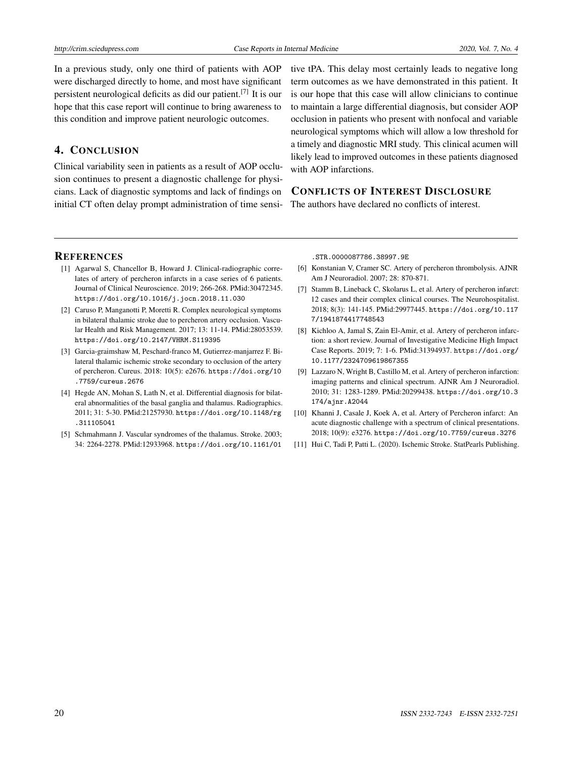In a previous study, only one third of patients with AOP were discharged directly to home, and most have significant persistent neurological deficits as did our patient.[7] It is our hope that this case report will continue to bring awareness to this condition and improve patient neurologic outcomes.

## 4. CONCLUSION

Clinical variability seen in patients as a result of AOP occlusion continues to present a diagnostic challenge for physicians. Lack of diagnostic symptoms and lack of findings on initial CT often delay prompt administration of time sensitive tPA. This delay most certainly leads to negative long term outcomes as we have demonstrated in this patient. It is our hope that this case will allow clinicians to continue to maintain a large differential diagnosis, but consider AOP occlusion in patients who present with nonfocal and variable neurological symptoms which will allow a low threshold for a timely and diagnostic MRI study. This clinical acumen will likely lead to improved outcomes in these patients diagnosed with AOP infarctions.

## CONFLICTS OF INTEREST DISCLOSURE

The authors have declared no conflicts of interest.

## REFERENCES

[1] Agarwal S, Chancellor B, Howard J. Clinical-radiographic correlates of artery of percheron infarcts in a case series of 6 patients. Journal of Clinical Neuroscience. 2019; 266-268. PMid:30472345. https://doi.org/10.1016/j.jocn.2018.11.030

[2] Caruso P, Manganotti P, Moretti R. Complex neurological symptoms in bilateral thalamic stroke due to percheron artery occlusion. Vascular Health and Risk Management. 2017; 13: 11-14. PMid:28053539. https://doi.org/10.2147/VHRM.S119395

[3] Garcia-graimshaw M, Peschard-franco M, Gutierrez-manjarrez F. Bilateral thalamic ischemic stroke secondary to occlusion of the artery of percheron. Cureus. 2018: 10(5): e2676. https://doi.org/10.7759/cureus.2676

[4] Hegde AN, Mohan S, Lath N, et al. Differential diagnosis for bilateral abnormalities of the basal ganglia and thalamus. Radiographics. 2011; 31: 5-30. PMid:21257930. https://doi.org/10.1148/rg.311105041

[5] Schmahmann J. Vascular syndromes of the thalamus. Stroke. 2003; 34: 2264-2278. PMid:12933968. https://doi.org/10.1161/01.STR.0000087786.38997.9E

[6] Konstanian V, Cramer SC. Artery of percheron thrombolysis. AJNR Am J Neuroradiol. 2007; 28: 870-871.

[7] Stamm B, Lineback C, Skolarus L, et al. Artery of percheron infarct: 12 cases and their complex clinical courses. The Neurohospitalist. 2018; 8(3): 141-145. PMid:29977445. https://doi.org/10.1177/1941874417748543

[8] Kichloo A, Jamal S, Zain El-Amir, et al. Artery of percheron infarction: a short review. Journal of Investigative Medicine High Impact Case Reports. 2019; 7: 1-6. PMid:31394937. https://doi.org/10.1177/2324709619867355

[9] Lazzaro N, Wright B, Castillo M, et al. Artery of percheron infarction: imaging patterns and clinical spectrum. AJNR Am J Neuroradiol. 2010; 31: 1283-1289. PMid:20299438. https://doi.org/10.3174/ajnr.A2044

[10] Khanni J, Casale J, Koek A, et al. Artery of Percheron infarct: An acute diagnostic challenge with a spectrum of clinical presentations. 2018; 10(9): e3276. https://doi.org/10.7759/cureus.3276

[11] Hui C, Tadi P, Patti L. (2020). Ischemic Stroke. StatPearls Publishing.